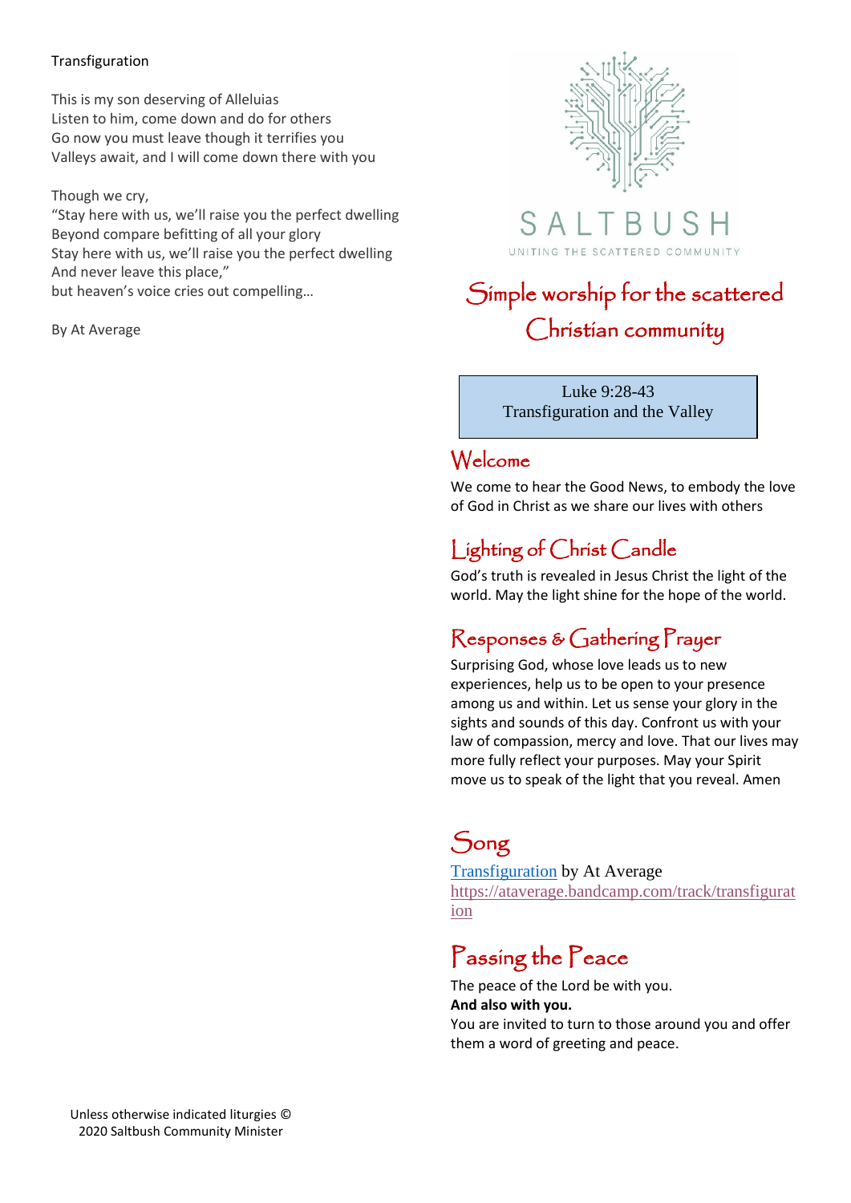Transfiguration

This is my son deserving of Alleluias
Listen to him, come down and do for others
Go now you must leave though it terrifies you
Valleys await, and I will come down there with you

Though we cry,
"Stay here with us, we'll raise you the perfect dwelling
Beyond compare befitting of all your glory
Stay here with us, we'll raise you the perfect dwelling
And never leave this place,"
but heaven's voice cries out compelling…

By At Average

SALTBUSH

UNITING THE SCATTERED COMMUNITY

# Simple worship for the scattered Christian community

Luke 9:28-43
Transfiguration and the Valley

## Welcome

We come to hear the Good News, to embody the love of God in Christ as we share our lives with others

## Lighting of Christ Candle

God's truth is revealed in Jesus Christ the light of the world. May the light shine for the hope of the world.

## Responses & Gathering Prayer

Surprising God, whose love leads us to new experiences, help us to be open to your presence among us and within. Let us sense your glory in the sights and sounds of this day. Confront us with your law of compassion, mercy and love. That our lives may more fully reflect your purposes. May your Spirit move us to speak of the light that you reveal. Amen

## Song

[Transfiguration](https://ataverage.bandcamp.com/track/transfiguration) by At Average
https://ataverage.bandcamp.com/track/transfiguration

## Passing the Peace

The peace of the Lord be with you.
**And also with you.**
You are invited to turn to those around you and offer them a word of greeting and peace.

Unless otherwise indicated liturgies © 2020 Saltbush Community Minister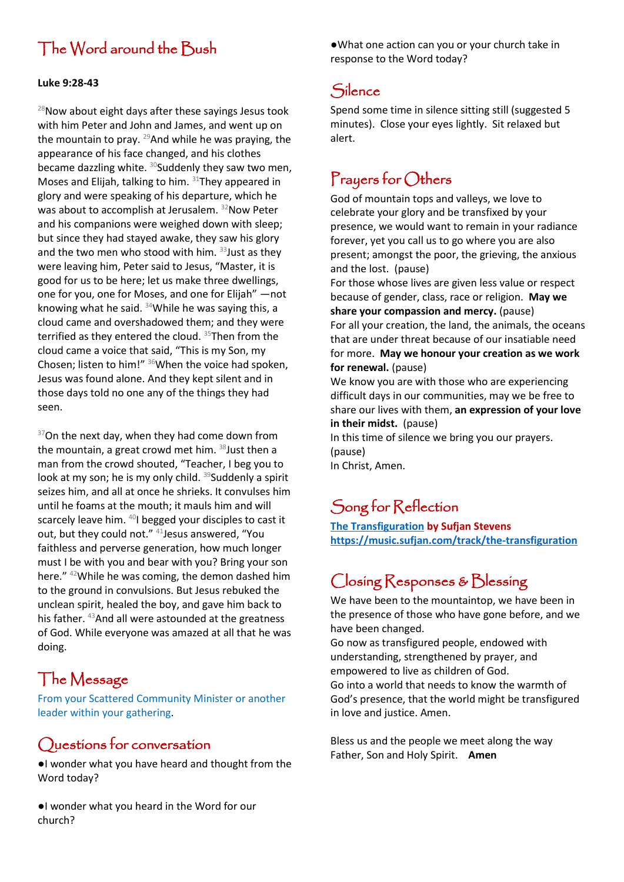## The Word around the Bush

**Luke 9:28-43**

[28]Now about eight days after these sayings Jesus took with him Peter and John and James, and went up on the mountain to pray. [29]And while he was praying, the appearance of his face changed, and his clothes became dazzling white. [30]Suddenly they saw two men, Moses and Elijah, talking to him. [31]They appeared in glory and were speaking of his departure, which he was about to accomplish at Jerusalem. [32]Now Peter and his companions were weighed down with sleep; but since they had stayed awake, they saw his glory and the two men who stood with him. [33]Just as they were leaving him, Peter said to Jesus, "Master, it is good for us to be here; let us make three dwellings, one for you, one for Moses, and one for Elijah" —not knowing what he said. [34]While he was saying this, a cloud came and overshadowed them; and they were terrified as they entered the cloud. [35]Then from the cloud came a voice that said, "This is my Son, my Chosen; listen to him!" [36]When the voice had spoken, Jesus was found alone. And they kept silent and in those days told no one any of the things they had seen.

[37]On the next day, when they had come down from the mountain, a great crowd met him. [38]Just then a man from the crowd shouted, "Teacher, I beg you to look at my son; he is my only child. [39]Suddenly a spirit seizes him, and all at once he shrieks. It convulses him until he foams at the mouth; it mauls him and will scarcely leave him. [40]I begged your disciples to cast it out, but they could not." [41]Jesus answered, "You faithless and perverse generation, how much longer must I be with you and bear with you? Bring your son here." [42]While he was coming, the demon dashed him to the ground in convulsions. But Jesus rebuked the unclean spirit, healed the boy, and gave him back to his father. [43]And all were astounded at the greatness of God. While everyone was amazed at all that he was doing.

## The Message

From your Scattered Community Minister or another leader within your gathering.

## Questions for conversation

- I wonder what you have heard and thought from the Word today?

- I wonder what you heard in the Word for our church?

- What one action can you or your church take in response to the Word today?

## Silence

Spend some time in silence sitting still (suggested 5 minutes). Close your eyes lightly. Sit relaxed but alert.

## Prayers for Others

God of mountain tops and valleys, we love to celebrate your glory and be transfixed by your presence, we would want to remain in your radiance forever, yet you call us to go where you are also present; amongst the poor, the grieving, the anxious and the lost. (pause)
For those whose lives are given less value or respect because of gender, class, race or religion. **May we share your compassion and mercy.** (pause)
For all your creation, the land, the animals, the oceans that are under threat because of our insatiable need for more. **May we honour your creation as we work for renewal.** (pause)
We know you are with those who are experiencing difficult days in our communities, may we be free to share our lives with them, **an expression of your love in their midst.** (pause)
In this time of silence we bring you our prayers. (pause)
In Christ, Amen.

## Song for Reflection

**The Transfiguration by Sufjan Stevens**
**https://music.sufjan.com/track/the-transfiguration**

## Closing Responses & Blessing

We have been to the mountaintop, we have been in the presence of those who have gone before, and we have been changed.
Go now as transfigured people, endowed with understanding, strengthened by prayer, and empowered to live as children of God.
Go into a world that needs to know the warmth of God's presence, that the world might be transfigured in love and justice. Amen.

Bless us and the people we meet along the way
Father, Son and Holy Spirit. **Amen**